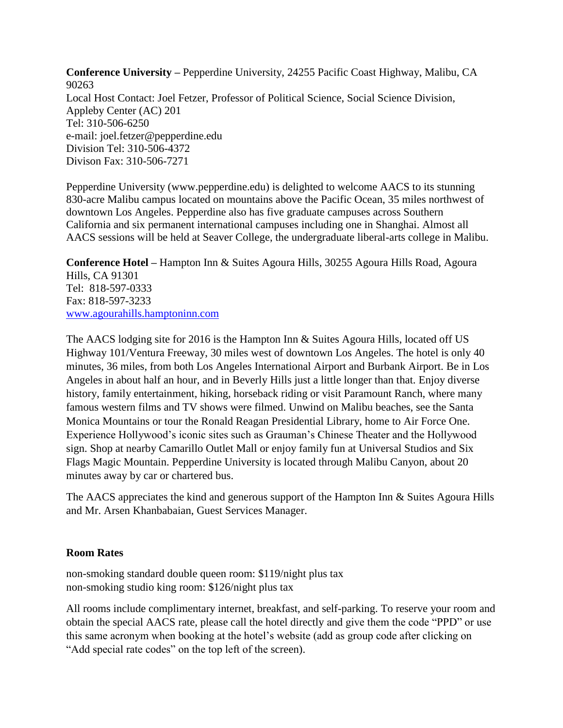**Conference University –** Pepperdine University, 24255 Pacific Coast Highway, Malibu, CA 90263
Local Host Contact: Joel Fetzer, Professor of Political Science, Social Science Division, Appleby Center (AC) 201
Tel: 310-506-6250
e-mail: joel.fetzer@pepperdine.edu
Division Tel: 310-506-4372
Divison Fax: 310-506-7271

Pepperdine University (www.pepperdine.edu) is delighted to welcome AACS to its stunning 830-acre Malibu campus located on mountains above the Pacific Ocean, 35 miles northwest of downtown Los Angeles. Pepperdine also has five graduate campuses across Southern California and six permanent international campuses including one in Shanghai. Almost all AACS sessions will be held at Seaver College, the undergraduate liberal-arts college in Malibu.

**Conference Hotel –** Hampton Inn & Suites Agoura Hills, 30255 Agoura Hills Road, Agoura Hills, CA 91301
Tel: 818-597-0333
Fax: 818-597-3233
[www.agourahills.hamptoninn.com](www.agourahills.hamptoninn.com)

The AACS lodging site for 2016 is the Hampton Inn & Suites Agoura Hills, located off US Highway 101/Ventura Freeway, 30 miles west of downtown Los Angeles. The hotel is only 40 minutes, 36 miles, from both Los Angeles International Airport and Burbank Airport. Be in Los Angeles in about half an hour, and in Beverly Hills just a little longer than that. Enjoy diverse history, family entertainment, hiking, horseback riding or visit Paramount Ranch, where many famous western films and TV shows were filmed. Unwind on Malibu beaches, see the Santa Monica Mountains or tour the Ronald Reagan Presidential Library, home to Air Force One. Experience Hollywood's iconic sites such as Grauman's Chinese Theater and the Hollywood sign. Shop at nearby Camarillo Outlet Mall or enjoy family fun at Universal Studios and Six Flags Magic Mountain. Pepperdine University is located through Malibu Canyon, about 20 minutes away by car or chartered bus.

The AACS appreciates the kind and generous support of the Hampton Inn & Suites Agoura Hills and Mr. Arsen Khanbabaian, Guest Services Manager.

**Room Rates**

non-smoking standard double queen room: $119/night plus tax
non-smoking studio king room: $126/night plus tax

All rooms include complimentary internet, breakfast, and self-parking. To reserve your room and obtain the special AACS rate, please call the hotel directly and give them the code "PPD" or use this same acronym when booking at the hotel's website (add as group code after clicking on "Add special rate codes" on the top left of the screen).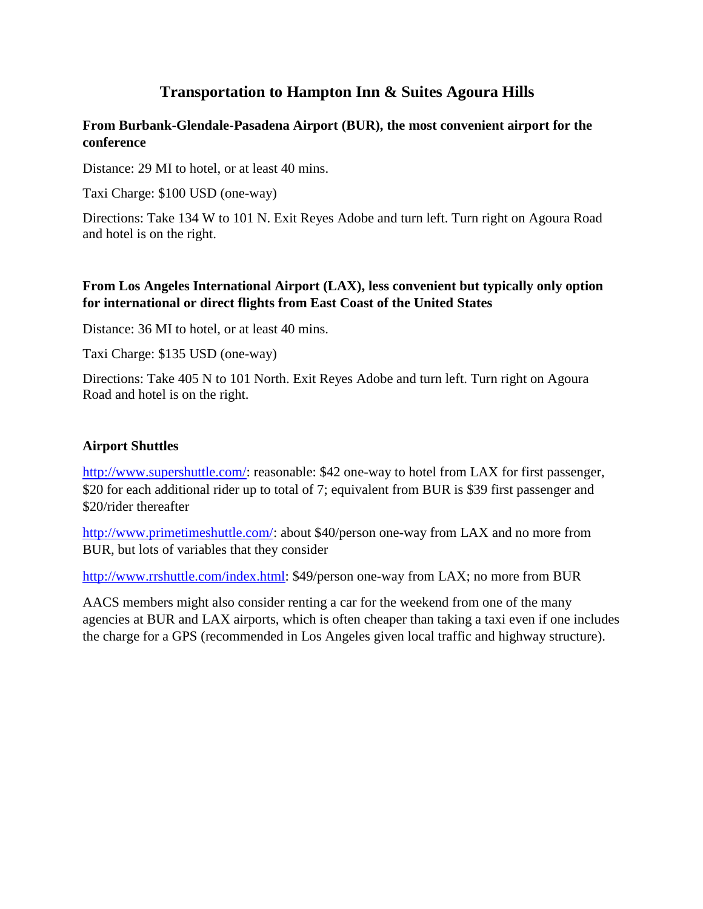# Transportation to Hampton Inn & Suites Agoura Hills

**From Burbank-Glendale-Pasadena Airport (BUR), the most convenient airport for the conference**

Distance: 29 MI to hotel, or at least 40 mins.

Taxi Charge: $100 USD (one-way)

Directions: Take 134 W to 101 N. Exit Reyes Adobe and turn left. Turn right on Agoura Road and hotel is on the right.

**From Los Angeles International Airport (LAX), less convenient but typically only option for international or direct flights from East Coast of the United States**

Distance: 36 MI to hotel, or at least 40 mins.

Taxi Charge: $135 USD (one-way)

Directions: Take 405 N to 101 North. Exit Reyes Adobe and turn left. Turn right on Agoura Road and hotel is on the right.

**Airport Shuttles**

[http://www.supershuttle.com/](http://www.supershuttle.com/): reasonable: $42 one-way to hotel from LAX for first passenger, $20 for each additional rider up to total of 7; equivalent from BUR is $39 first passenger and $20/rider thereafter

[http://www.primetimeshuttle.com/](http://www.primetimeshuttle.com/): about $40/person one-way from LAX and no more from BUR, but lots of variables that they consider

[http://www.rrshuttle.com/index.html](http://www.rrshuttle.com/index.html): $49/person one-way from LAX; no more from BUR

AACS members might also consider renting a car for the weekend from one of the many agencies at BUR and LAX airports, which is often cheaper than taking a taxi even if one includes the charge for a GPS (recommended in Los Angeles given local traffic and highway structure).